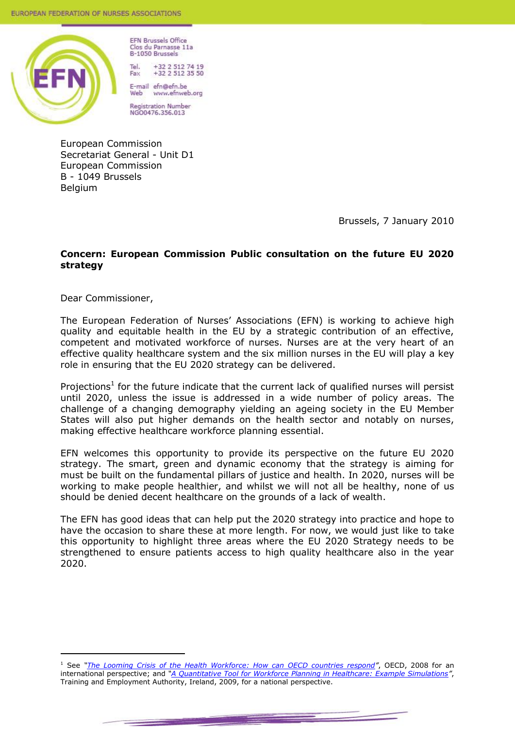EFN Brussels Office
Clos du Parnasse 11a
B-1050 Brussels

Tel. +32 2 512 74 19
Fax +32 2 512 35 50

E-mail efn@efn.be
Web www.efnweb.org

Registration Number
NG00476.356.013

European Commission
Secretariat General - Unit D1
European Commission
B - 1049 Brussels
Belgium

Brussels, 7 January 2010

**Concern: European Commission Public consultation on the future EU 2020 strategy**

Dear Commissioner,

The European Federation of Nurses' Associations (EFN) is working to achieve high quality and equitable health in the EU by a strategic contribution of an effective, competent and motivated workforce of nurses. Nurses are at the very heart of an effective quality healthcare system and the six million nurses in the EU will play a key role in ensuring that the EU 2020 strategy can be delivered.

Projections[1] for the future indicate that the current lack of qualified nurses will persist until 2020, unless the issue is addressed in a wide number of policy areas. The challenge of a changing demography yielding an ageing society in the EU Member States will also put higher demands on the health sector and notably on nurses, making effective healthcare workforce planning essential.

EFN welcomes this opportunity to provide its perspective on the future EU 2020 strategy. The smart, green and dynamic economy that the strategy is aiming for must be built on the fundamental pillars of justice and health. In 2020, nurses will be working to make people healthier, and whilst we will not all be healthy, none of us should be denied decent healthcare on the grounds of a lack of wealth.

The EFN has good ideas that can help put the 2020 strategy into practice and hope to have the occasion to share these at more length. For now, we would just like to take this opportunity to highlight three areas where the EU 2020 Strategy needs to be strengthened to ensure patients access to high quality healthcare also in the year 2020.

---

[1] See *"The Looming Crisis of the Health Workforce: How can OECD countries respond"*, OECD, 2008 for an international perspective; and *"A Quantitative Tool for Workforce Planning in Healthcare: Example Simulations"*, Training and Employment Authority, Ireland, 2009, for a national perspective.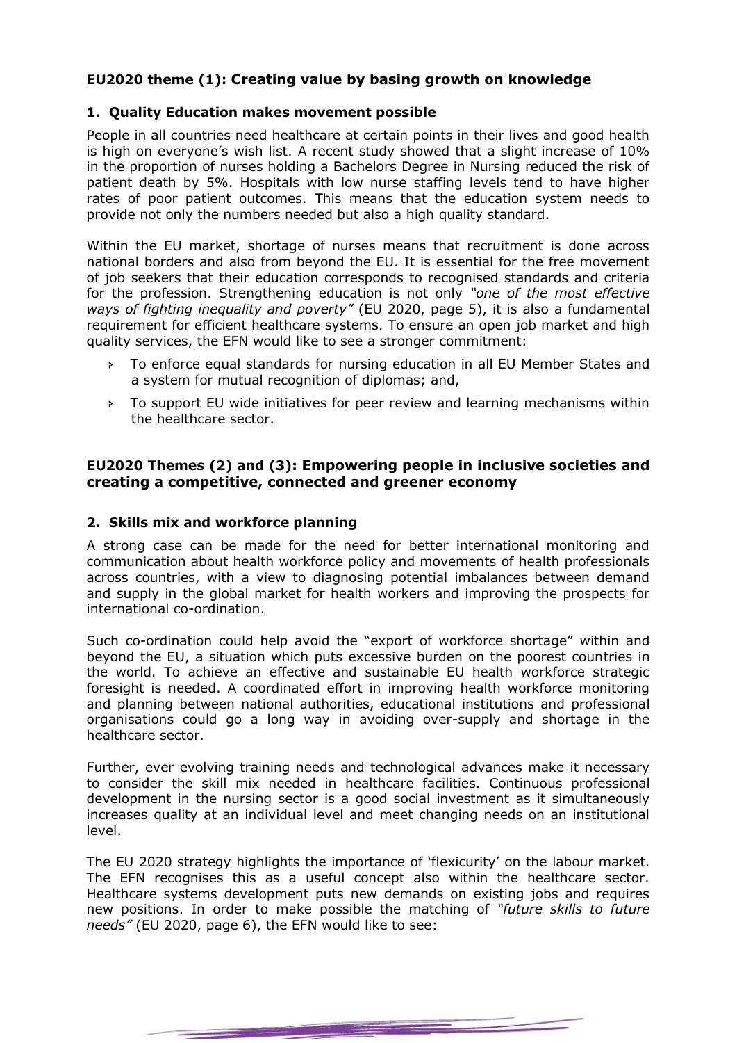## EU2020 theme (1): Creating value by basing growth on knowledge

### 1. Quality Education makes movement possible

People in all countries need healthcare at certain points in their lives and good health is high on everyone's wish list. A recent study showed that a slight increase of 10% in the proportion of nurses holding a Bachelors Degree in Nursing reduced the risk of patient death by 5%. Hospitals with low nurse staffing levels tend to have higher rates of poor patient outcomes. This means that the education system needs to provide not only the numbers needed but also a high quality standard.

Within the EU market, shortage of nurses means that recruitment is done across national borders and also from beyond the EU. It is essential for the free movement of job seekers that their education corresponds to recognised standards and criteria for the profession. Strengthening education is not only *"one of the most effective ways of fighting inequality and poverty"* (EU 2020, page 5), it is also a fundamental requirement for efficient healthcare systems. To ensure an open job market and high quality services, the EFN would like to see a stronger commitment:

- To enforce equal standards for nursing education in all EU Member States and a system for mutual recognition of diplomas; and,
- To support EU wide initiatives for peer review and learning mechanisms within the healthcare sector.

## EU2020 Themes (2) and (3): Empowering people in inclusive societies and creating a competitive, connected and greener economy

### 2. Skills mix and workforce planning

A strong case can be made for the need for better international monitoring and communication about health workforce policy and movements of health professionals across countries, with a view to diagnosing potential imbalances between demand and supply in the global market for health workers and improving the prospects for international co-ordination.

Such co-ordination could help avoid the "export of workforce shortage" within and beyond the EU, a situation which puts excessive burden on the poorest countries in the world. To achieve an effective and sustainable EU health workforce strategic foresight is needed. A coordinated effort in improving health workforce monitoring and planning between national authorities, educational institutions and professional organisations could go a long way in avoiding over-supply and shortage in the healthcare sector.

Further, ever evolving training needs and technological advances make it necessary to consider the skill mix needed in healthcare facilities. Continuous professional development in the nursing sector is a good social investment as it simultaneously increases quality at an individual level and meet changing needs on an institutional level.

The EU 2020 strategy highlights the importance of 'flexicurity' on the labour market. The EFN recognises this as a useful concept also within the healthcare sector. Healthcare systems development puts new demands on existing jobs and requires new positions. In order to make possible the matching of *"future skills to future needs"* (EU 2020, page 6), the EFN would like to see: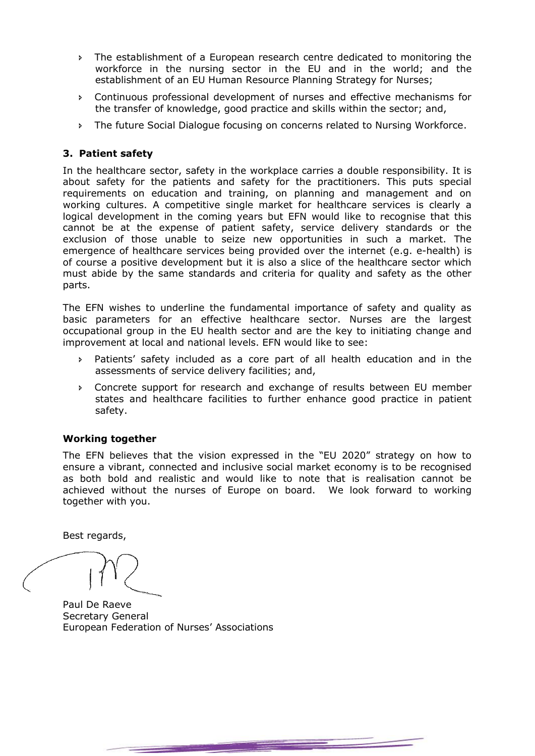- The establishment of a European research centre dedicated to monitoring the workforce in the nursing sector in the EU and in the world; and the establishment of an EU Human Resource Planning Strategy for Nurses;
- Continuous professional development of nurses and effective mechanisms for the transfer of knowledge, good practice and skills within the sector; and,
- The future Social Dialogue focusing on concerns related to Nursing Workforce.

### 3. Patient safety

In the healthcare sector, safety in the workplace carries a double responsibility. It is about safety for the patients and safety for the practitioners. This puts special requirements on education and training, on planning and management and on working cultures. A competitive single market for healthcare services is clearly a logical development in the coming years but EFN would like to recognise that this cannot be at the expense of patient safety, service delivery standards or the exclusion of those unable to seize new opportunities in such a market. The emergence of healthcare services being provided over the internet (e.g. e-health) is of course a positive development but it is also a slice of the healthcare sector which must abide by the same standards and criteria for quality and safety as the other parts.

The EFN wishes to underline the fundamental importance of safety and quality as basic parameters for an effective healthcare sector. Nurses are the largest occupational group in the EU health sector and are the key to initiating change and improvement at local and national levels. EFN would like to see:

- Patients' safety included as a core part of all health education and in the assessments of service delivery facilities; and,
- Concrete support for research and exchange of results between EU member states and healthcare facilities to further enhance good practice in patient safety.

### Working together

The EFN believes that the vision expressed in the "EU 2020" strategy on how to ensure a vibrant, connected and inclusive social market economy is to be recognised as both bold and realistic and would like to note that is realisation cannot be achieved without the nurses of Europe on board. We look forward to working together with you.

Best regards,

Paul De Raeve
Secretary General
European Federation of Nurses' Associations